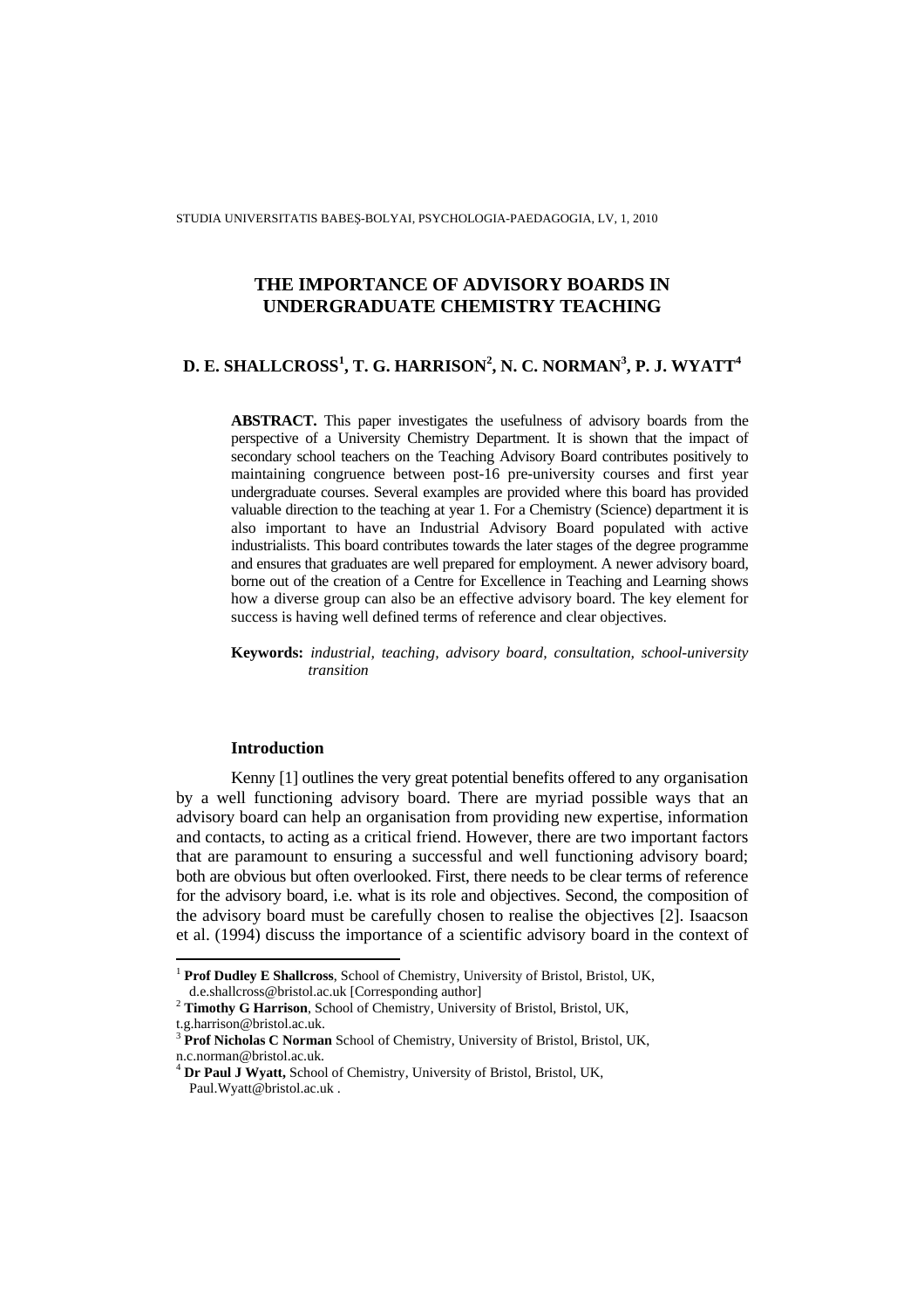# THE IMPORTANCE OF ADVISORY BOARDS IN UNDERGRADUATE CHEMISTRY TEACHING

**D. E. SHALLCROSS[1], T. G. HARRISON[2], N. C. NORMAN[3], P. J. WYATT[4]**

**ABSTRACT.** This paper investigates the usefulness of advisory boards from the perspective of a University Chemistry Department. It is shown that the impact of secondary school teachers on the Teaching Advisory Board contributes positively to maintaining congruence between post-16 pre-university courses and first year undergraduate courses. Several examples are provided where this board has provided valuable direction to the teaching at year 1. For a Chemistry (Science) department it is also important to have an Industrial Advisory Board populated with active industrialists. This board contributes towards the later stages of the degree programme and ensures that graduates are well prepared for employment. A newer advisory board, borne out of the creation of a Centre for Excellence in Teaching and Learning shows how a diverse group can also be an effective advisory board. The key element for success is having well defined terms of reference and clear objectives.

**Keywords:** *industrial, teaching, advisory board, consultation, school-university transition*

## Introduction

Kenny [1] outlines the very great potential benefits offered to any organisation by a well functioning advisory board. There are myriad possible ways that an advisory board can help an organisation from providing new expertise, information and contacts, to acting as a critical friend. However, there are two important factors that are paramount to ensuring a successful and well functioning advisory board; both are obvious but often overlooked. First, there needs to be clear terms of reference for the advisory board, i.e. what is its role and objectives. Second, the composition of the advisory board must be carefully chosen to realise the objectives [2]. Isaacson et al. (1994) discuss the importance of a scientific advisory board in the context of

---

[1] **Prof Dudley E Shallcross**, School of Chemistry, University of Bristol, Bristol, UK, d.e.shallcross@bristol.ac.uk [Corresponding author]

[2] **Timothy G Harrison**, School of Chemistry, University of Bristol, Bristol, UK, t.g.harrison@bristol.ac.uk.

[3] **Prof Nicholas C Norman** School of Chemistry, University of Bristol, Bristol, UK, n.c.norman@bristol.ac.uk.

[4] **Dr Paul J Wyatt,** School of Chemistry, University of Bristol, Bristol, UK, Paul.Wyatt@bristol.ac.uk .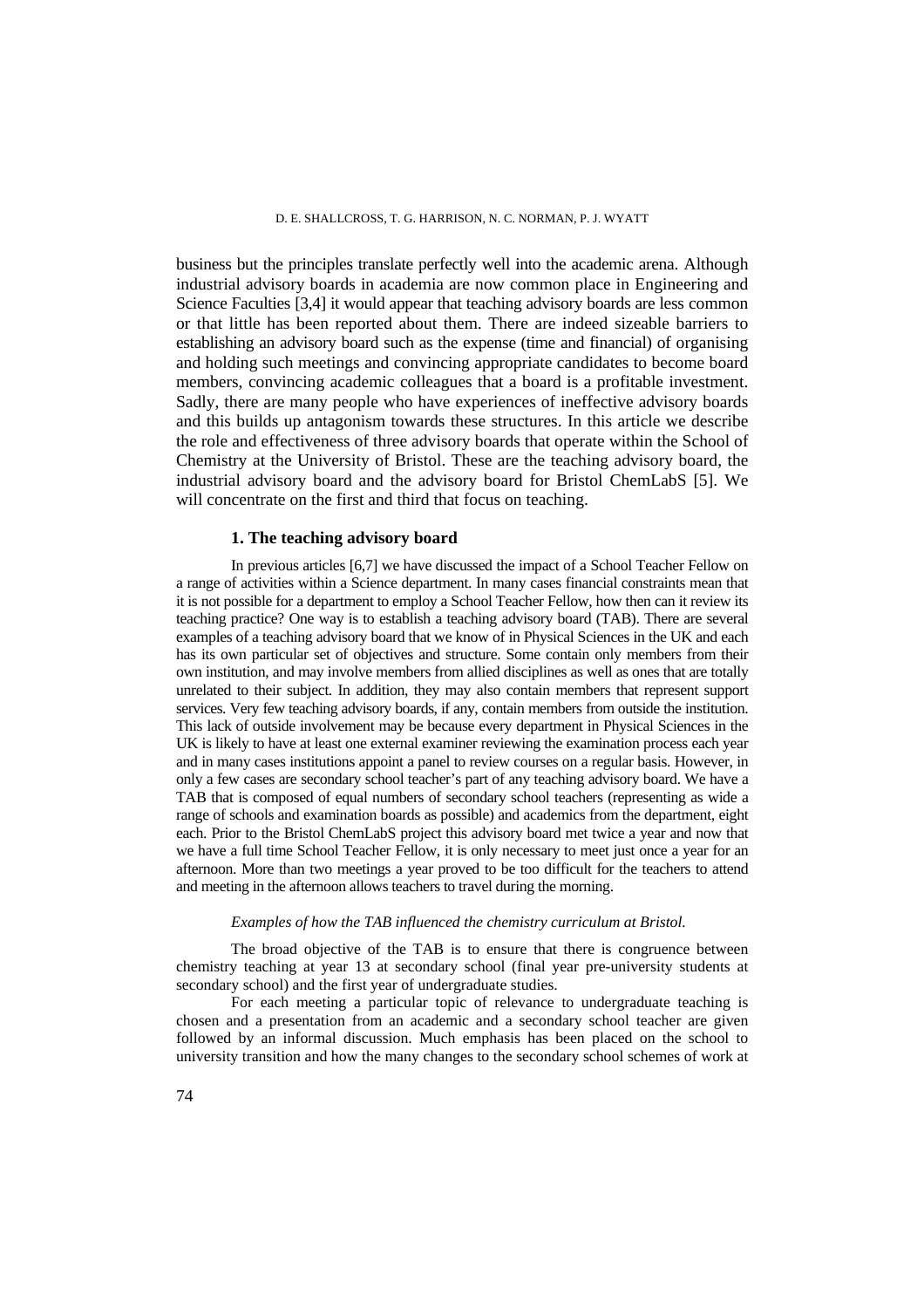business but the principles translate perfectly well into the academic arena. Although industrial advisory boards in academia are now common place in Engineering and Science Faculties [3,4] it would appear that teaching advisory boards are less common or that little has been reported about them. There are indeed sizeable barriers to establishing an advisory board such as the expense (time and financial) of organising and holding such meetings and convincing appropriate candidates to become board members, convincing academic colleagues that a board is a profitable investment. Sadly, there are many people who have experiences of ineffective advisory boards and this builds up antagonism towards these structures. In this article we describe the role and effectiveness of three advisory boards that operate within the School of Chemistry at the University of Bristol. These are the teaching advisory board, the industrial advisory board and the advisory board for Bristol ChemLabS [5]. We will concentrate on the first and third that focus on teaching.

### 1. The teaching advisory board

In previous articles [6,7] we have discussed the impact of a School Teacher Fellow on a range of activities within a Science department. In many cases financial constraints mean that it is not possible for a department to employ a School Teacher Fellow, how then can it review its teaching practice? One way is to establish a teaching advisory board (TAB). There are several examples of a teaching advisory board that we know of in Physical Sciences in the UK and each has its own particular set of objectives and structure. Some contain only members from their own institution, and may involve members from allied disciplines as well as ones that are totally unrelated to their subject. In addition, they may also contain members that represent support services. Very few teaching advisory boards, if any, contain members from outside the institution. This lack of outside involvement may be because every department in Physical Sciences in the UK is likely to have at least one external examiner reviewing the examination process each year and in many cases institutions appoint a panel to review courses on a regular basis. However, in only a few cases are secondary school teacher's part of any teaching advisory board. We have a TAB that is composed of equal numbers of secondary school teachers (representing as wide a range of schools and examination boards as possible) and academics from the department, eight each. Prior to the Bristol ChemLabS project this advisory board met twice a year and now that we have a full time School Teacher Fellow, it is only necessary to meet just once a year for an afternoon. More than two meetings a year proved to be too difficult for the teachers to attend and meeting in the afternoon allows teachers to travel during the morning.

*Examples of how the TAB influenced the chemistry curriculum at Bristol.*

The broad objective of the TAB is to ensure that there is congruence between chemistry teaching at year 13 at secondary school (final year pre-university students at secondary school) and the first year of undergraduate studies.

For each meeting a particular topic of relevance to undergraduate teaching is chosen and a presentation from an academic and a secondary school teacher are given followed by an informal discussion. Much emphasis has been placed on the school to university transition and how the many changes to the secondary school schemes of work at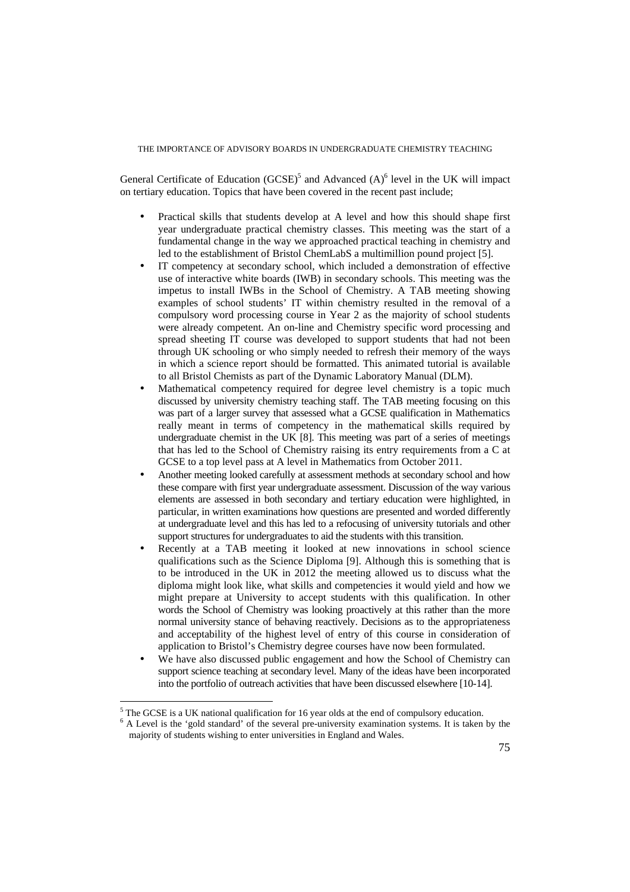General Certificate of Education (GCSE)[5] and Advanced (A)[6] level in the UK will impact on tertiary education. Topics that have been covered in the recent past include;

- Practical skills that students develop at A level and how this should shape first year undergraduate practical chemistry classes. This meeting was the start of a fundamental change in the way we approached practical teaching in chemistry and led to the establishment of Bristol ChemLabS a multimillion pound project [5].
- IT competency at secondary school, which included a demonstration of effective use of interactive white boards (IWB) in secondary schools. This meeting was the impetus to install IWBs in the School of Chemistry. A TAB meeting showing examples of school students' IT within chemistry resulted in the removal of a compulsory word processing course in Year 2 as the majority of school students were already competent. An on-line and Chemistry specific word processing and spread sheeting IT course was developed to support students that had not been through UK schooling or who simply needed to refresh their memory of the ways in which a science report should be formatted. This animated tutorial is available to all Bristol Chemists as part of the Dynamic Laboratory Manual (DLM).
- Mathematical competency required for degree level chemistry is a topic much discussed by university chemistry teaching staff. The TAB meeting focusing on this was part of a larger survey that assessed what a GCSE qualification in Mathematics really meant in terms of competency in the mathematical skills required by undergraduate chemist in the UK [8]. This meeting was part of a series of meetings that has led to the School of Chemistry raising its entry requirements from a C at GCSE to a top level pass at A level in Mathematics from October 2011.
- Another meeting looked carefully at assessment methods at secondary school and how these compare with first year undergraduate assessment. Discussion of the way various elements are assessed in both secondary and tertiary education were highlighted, in particular, in written examinations how questions are presented and worded differently at undergraduate level and this has led to a refocusing of university tutorials and other support structures for undergraduates to aid the students with this transition.
- Recently at a TAB meeting it looked at new innovations in school science qualifications such as the Science Diploma [9]. Although this is something that is to be introduced in the UK in 2012 the meeting allowed us to discuss what the diploma might look like, what skills and competencies it would yield and how we might prepare at University to accept students with this qualification. In other words the School of Chemistry was looking proactively at this rather than the more normal university stance of behaving reactively. Decisions as to the appropriateness and acceptability of the highest level of entry of this course in consideration of application to Bristol's Chemistry degree courses have now been formulated.
- We have also discussed public engagement and how the School of Chemistry can support science teaching at secondary level. Many of the ideas have been incorporated into the portfolio of outreach activities that have been discussed elsewhere [10-14].

---

[5] The GCSE is a UK national qualification for 16 year olds at the end of compulsory education.

[6] A Level is the 'gold standard' of the several pre-university examination systems. It is taken by the majority of students wishing to enter universities in England and Wales.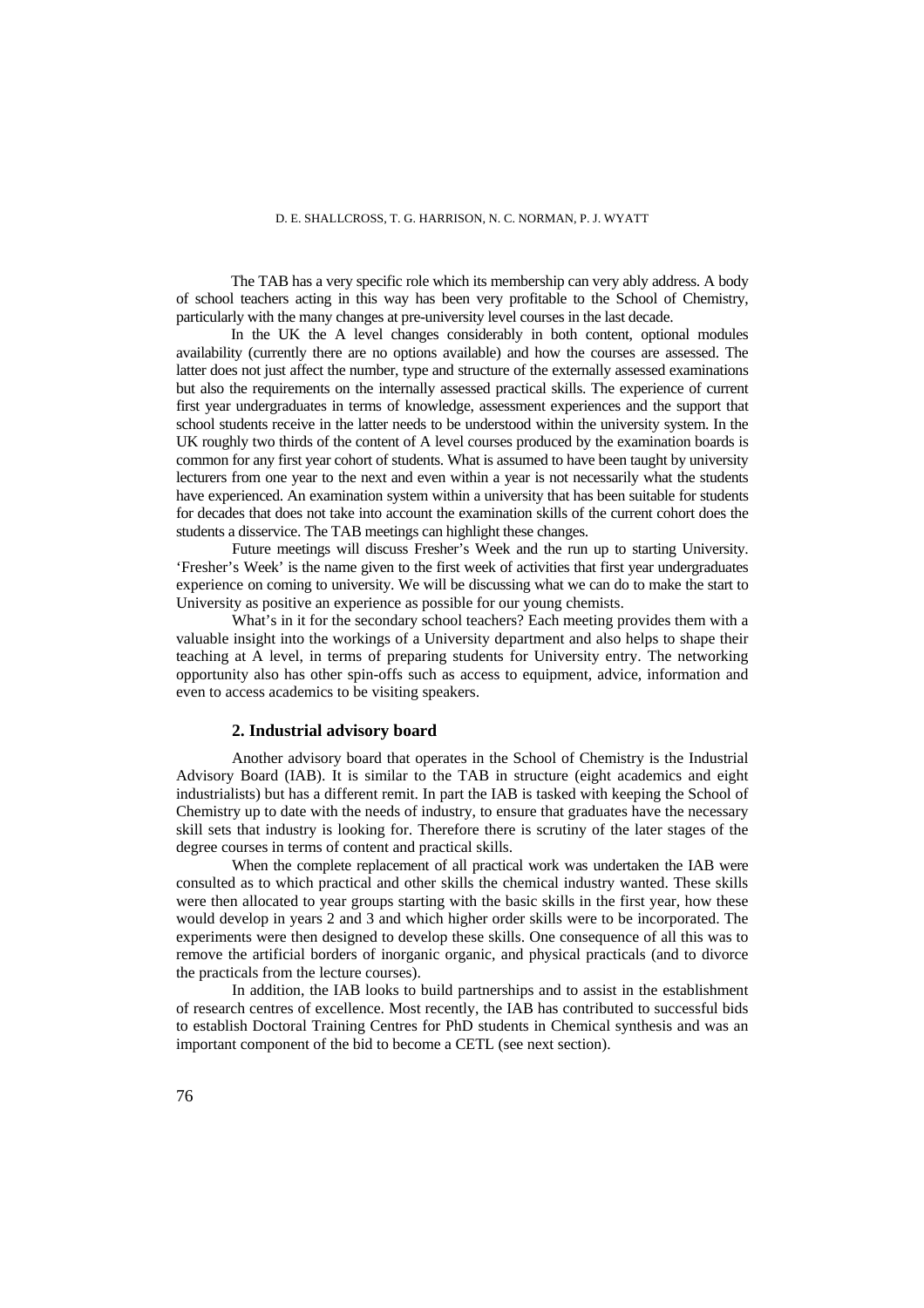The TAB has a very specific role which its membership can very ably address. A body of school teachers acting in this way has been very profitable to the School of Chemistry, particularly with the many changes at pre-university level courses in the last decade.

In the UK the A level changes considerably in both content, optional modules availability (currently there are no options available) and how the courses are assessed. The latter does not just affect the number, type and structure of the externally assessed examinations but also the requirements on the internally assessed practical skills. The experience of current first year undergraduates in terms of knowledge, assessment experiences and the support that school students receive in the latter needs to be understood within the university system. In the UK roughly two thirds of the content of A level courses produced by the examination boards is common for any first year cohort of students. What is assumed to have been taught by university lecturers from one year to the next and even within a year is not necessarily what the students have experienced. An examination system within a university that has been suitable for students for decades that does not take into account the examination skills of the current cohort does the students a disservice. The TAB meetings can highlight these changes.

Future meetings will discuss Fresher's Week and the run up to starting University. 'Fresher's Week' is the name given to the first week of activities that first year undergraduates experience on coming to university. We will be discussing what we can do to make the start to University as positive an experience as possible for our young chemists.

What's in it for the secondary school teachers? Each meeting provides them with a valuable insight into the workings of a University department and also helps to shape their teaching at A level, in terms of preparing students for University entry. The networking opportunity also has other spin-offs such as access to equipment, advice, information and even to access academics to be visiting speakers.

## 2. Industrial advisory board

Another advisory board that operates in the School of Chemistry is the Industrial Advisory Board (IAB). It is similar to the TAB in structure (eight academics and eight industrialists) but has a different remit. In part the IAB is tasked with keeping the School of Chemistry up to date with the needs of industry, to ensure that graduates have the necessary skill sets that industry is looking for. Therefore there is scrutiny of the later stages of the degree courses in terms of content and practical skills.

When the complete replacement of all practical work was undertaken the IAB were consulted as to which practical and other skills the chemical industry wanted. These skills were then allocated to year groups starting with the basic skills in the first year, how these would develop in years 2 and 3 and which higher order skills were to be incorporated. The experiments were then designed to develop these skills. One consequence of all this was to remove the artificial borders of inorganic organic, and physical practicals (and to divorce the practicals from the lecture courses).

In addition, the IAB looks to build partnerships and to assist in the establishment of research centres of excellence. Most recently, the IAB has contributed to successful bids to establish Doctoral Training Centres for PhD students in Chemical synthesis and was an important component of the bid to become a CETL (see next section).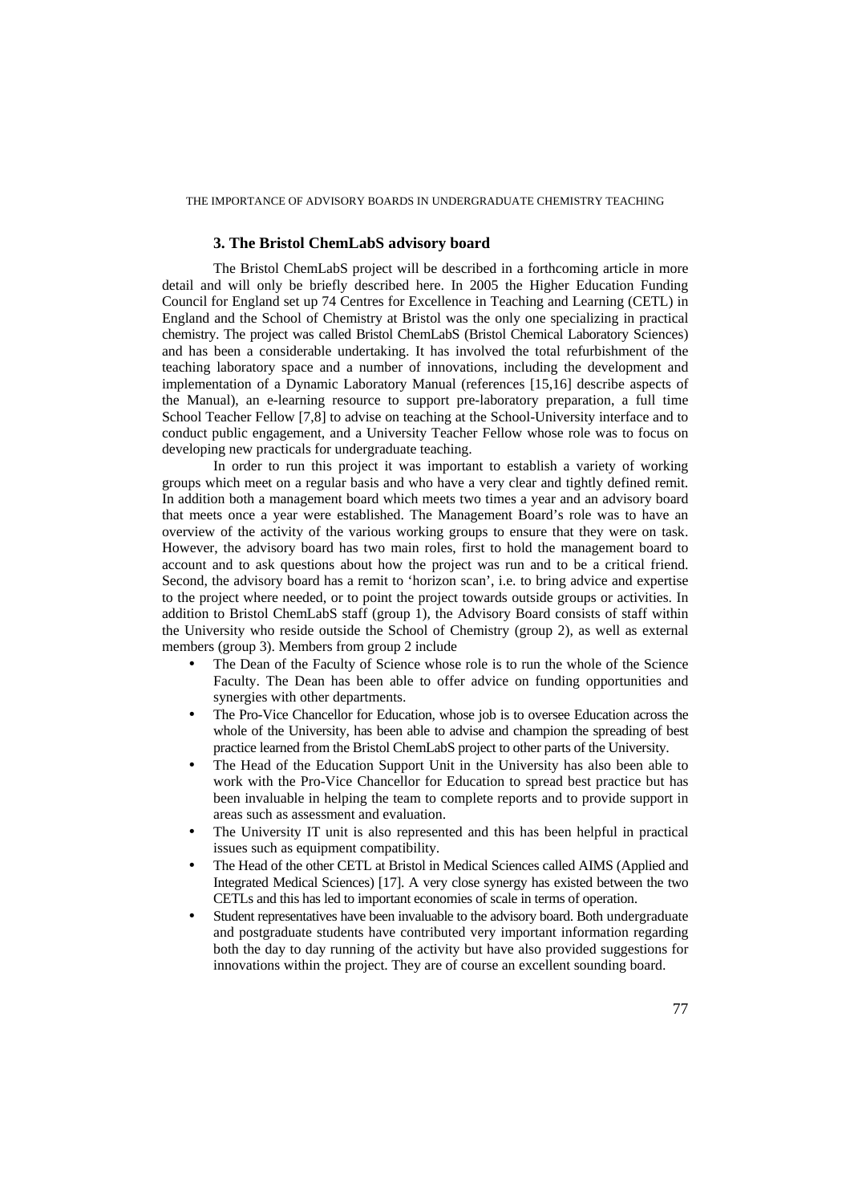### 3. The Bristol ChemLabS advisory board

The Bristol ChemLabS project will be described in a forthcoming article in more detail and will only be briefly described here. In 2005 the Higher Education Funding Council for England set up 74 Centres for Excellence in Teaching and Learning (CETL) in England and the School of Chemistry at Bristol was the only one specializing in practical chemistry. The project was called Bristol ChemLabS (Bristol Chemical Laboratory Sciences) and has been a considerable undertaking. It has involved the total refurbishment of the teaching laboratory space and a number of innovations, including the development and implementation of a Dynamic Laboratory Manual (references [15,16] describe aspects of the Manual), an e-learning resource to support pre-laboratory preparation, a full time School Teacher Fellow [7,8] to advise on teaching at the School-University interface and to conduct public engagement, and a University Teacher Fellow whose role was to focus on developing new practicals for undergraduate teaching.

In order to run this project it was important to establish a variety of working groups which meet on a regular basis and who have a very clear and tightly defined remit. In addition both a management board which meets two times a year and an advisory board that meets once a year were established. The Management Board's role was to have an overview of the activity of the various working groups to ensure that they were on task. However, the advisory board has two main roles, first to hold the management board to account and to ask questions about how the project was run and to be a critical friend. Second, the advisory board has a remit to 'horizon scan', i.e. to bring advice and expertise to the project where needed, or to point the project towards outside groups or activities. In addition to Bristol ChemLabS staff (group 1), the Advisory Board consists of staff within the University who reside outside the School of Chemistry (group 2), as well as external members (group 3). Members from group 2 include

- The Dean of the Faculty of Science whose role is to run the whole of the Science Faculty. The Dean has been able to offer advice on funding opportunities and synergies with other departments.
- The Pro-Vice Chancellor for Education, whose job is to oversee Education across the whole of the University, has been able to advise and champion the spreading of best practice learned from the Bristol ChemLabS project to other parts of the University.
- The Head of the Education Support Unit in the University has also been able to work with the Pro-Vice Chancellor for Education to spread best practice but has been invaluable in helping the team to complete reports and to provide support in areas such as assessment and evaluation.
- The University IT unit is also represented and this has been helpful in practical issues such as equipment compatibility.
- The Head of the other CETL at Bristol in Medical Sciences called AIMS (Applied and Integrated Medical Sciences) [17]. A very close synergy has existed between the two CETLs and this has led to important economies of scale in terms of operation.
- Student representatives have been invaluable to the advisory board. Both undergraduate and postgraduate students have contributed very important information regarding both the day to day running of the activity but have also provided suggestions for innovations within the project. They are of course an excellent sounding board.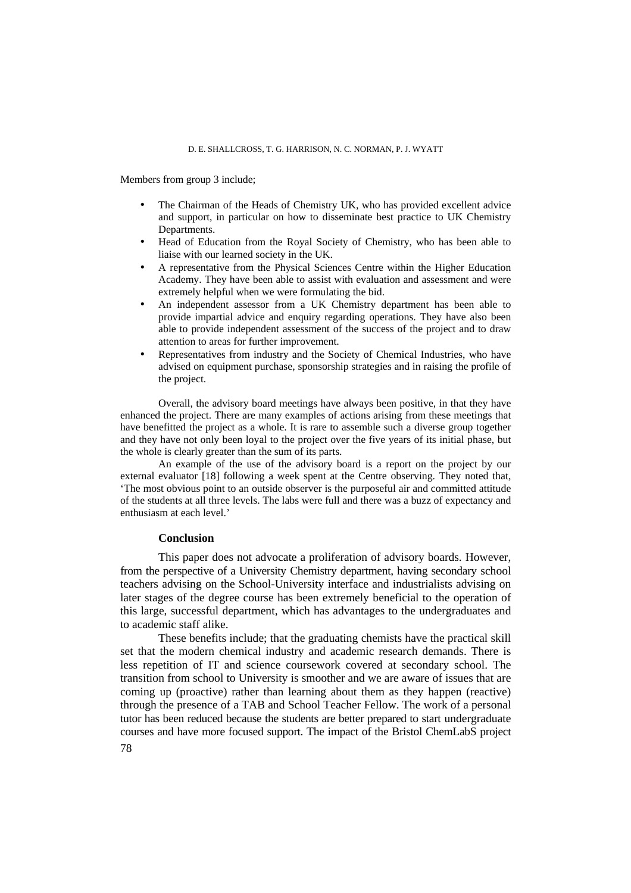Members from group 3 include;

- The Chairman of the Heads of Chemistry UK, who has provided excellent advice and support, in particular on how to disseminate best practice to UK Chemistry Departments.
- Head of Education from the Royal Society of Chemistry, who has been able to liaise with our learned society in the UK.
- A representative from the Physical Sciences Centre within the Higher Education Academy. They have been able to assist with evaluation and assessment and were extremely helpful when we were formulating the bid.
- An independent assessor from a UK Chemistry department has been able to provide impartial advice and enquiry regarding operations. They have also been able to provide independent assessment of the success of the project and to draw attention to areas for further improvement.
- Representatives from industry and the Society of Chemical Industries, who have advised on equipment purchase, sponsorship strategies and in raising the profile of the project.

Overall, the advisory board meetings have always been positive, in that they have enhanced the project. There are many examples of actions arising from these meetings that have benefitted the project as a whole. It is rare to assemble such a diverse group together and they have not only been loyal to the project over the five years of its initial phase, but the whole is clearly greater than the sum of its parts.

An example of the use of the advisory board is a report on the project by our external evaluator [18] following a week spent at the Centre observing. They noted that, 'The most obvious point to an outside observer is the purposeful air and committed attitude of the students at all three levels. The labs were full and there was a buzz of expectancy and enthusiasm at each level.'

## Conclusion

This paper does not advocate a proliferation of advisory boards. However, from the perspective of a University Chemistry department, having secondary school teachers advising on the School-University interface and industrialists advising on later stages of the degree course has been extremely beneficial to the operation of this large, successful department, which has advantages to the undergraduates and to academic staff alike.

These benefits include; that the graduating chemists have the practical skill set that the modern chemical industry and academic research demands. There is less repetition of IT and science coursework covered at secondary school. The transition from school to University is smoother and we are aware of issues that are coming up (proactive) rather than learning about them as they happen (reactive) through the presence of a TAB and School Teacher Fellow. The work of a personal tutor has been reduced because the students are better prepared to start undergraduate courses and have more focused support. The impact of the Bristol ChemLabS project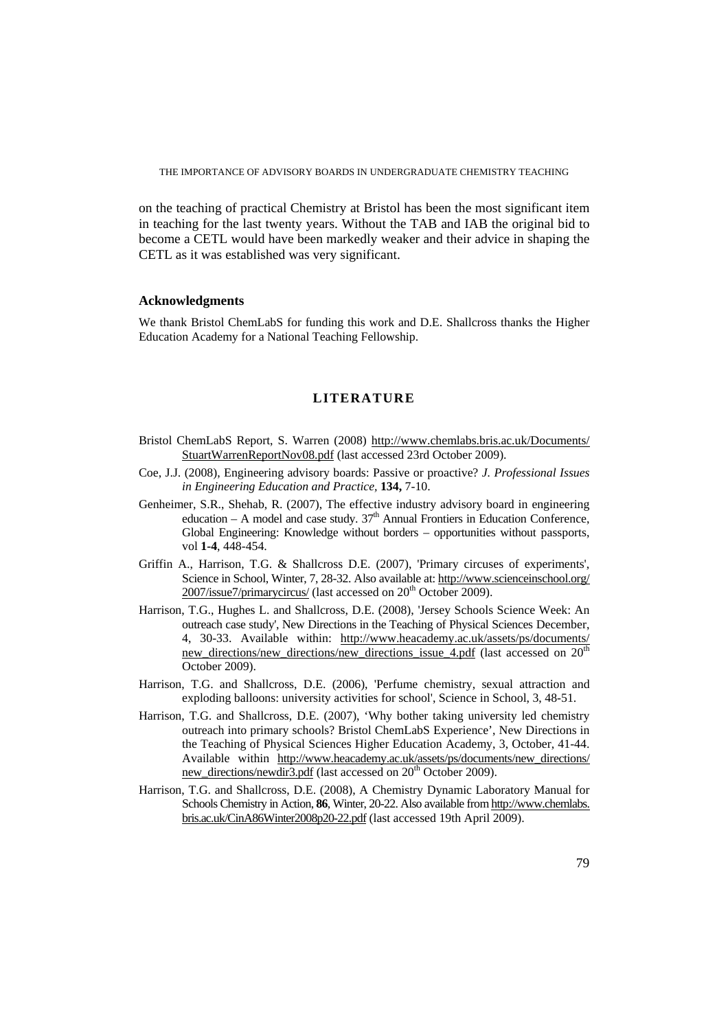on the teaching of practical Chemistry at Bristol has been the most significant item in teaching for the last twenty years. Without the TAB and IAB the original bid to become a CETL would have been markedly weaker and their advice in shaping the CETL as it was established was very significant.

### Acknowledgments

We thank Bristol ChemLabS for funding this work and D.E. Shallcross thanks the Higher Education Academy for a National Teaching Fellowship.

## LITERATURE

Bristol ChemLabS Report, S. Warren (2008) http://www.chemlabs.bris.ac.uk/Documents/StuartWarrenReportNov08.pdf (last accessed 23rd October 2009).

Coe, J.J. (2008), Engineering advisory boards: Passive or proactive? *J. Professional Issues in Engineering Education and Practice*, **134,** 7-10.

Genheimer, S.R., Shehab, R. (2007), The effective industry advisory board in engineering education – A model and case study. 37th Annual Frontiers in Education Conference, Global Engineering: Knowledge without borders – opportunities without passports, vol **1-4**, 448-454.

Griffin A., Harrison, T.G. & Shallcross D.E. (2007), 'Primary circuses of experiments', Science in School, Winter, 7, 28-32. Also available at: http://www.scienceinschool.org/2007/issue7/primarycircus/ (last accessed on 20th October 2009).

Harrison, T.G., Hughes L. and Shallcross, D.E. (2008), 'Jersey Schools Science Week: An outreach case study', New Directions in the Teaching of Physical Sciences December, 4, 30-33. Available within: http://www.heacademy.ac.uk/assets/ps/documents/new_directions/new_directions/new_directions_issue_4.pdf (last accessed on 20th October 2009).

Harrison, T.G. and Shallcross, D.E. (2006), 'Perfume chemistry, sexual attraction and exploding balloons: university activities for school', Science in School, 3, 48-51.

Harrison, T.G. and Shallcross, D.E. (2007), 'Why bother taking university led chemistry outreach into primary schools? Bristol ChemLabS Experience', New Directions in the Teaching of Physical Sciences Higher Education Academy, 3, October, 41-44. Available within http://www.heacademy.ac.uk/assets/ps/documents/new_directions/new_directions/newdir3.pdf (last accessed on 20th October 2009).

Harrison, T.G. and Shallcross, D.E. (2008), A Chemistry Dynamic Laboratory Manual for Schools Chemistry in Action, **86**, Winter, 20-22. Also available from http://www.chemlabs.bris.ac.uk/CinA86Winter2008p20-22.pdf (last accessed 19th April 2009).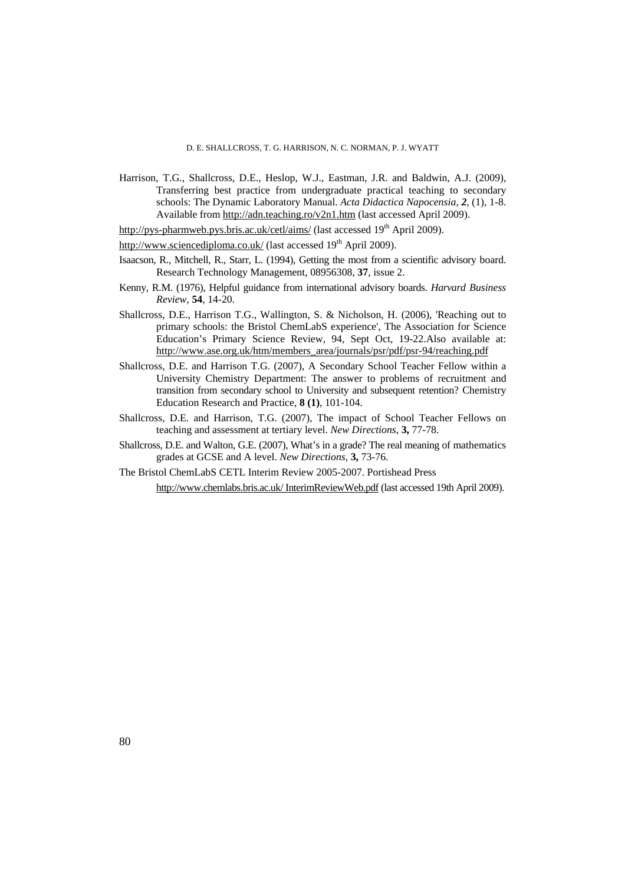Harrison, T.G., Shallcross, D.E., Heslop, W.J., Eastman, J.R. and Baldwin, A.J. (2009), Transferring best practice from undergraduate practical teaching to secondary schools: The Dynamic Laboratory Manual. *Acta Didactica Napocensia*, *2*, (1), 1-8. Available from http://adn.teaching.ro/v2n1.htm (last accessed April 2009).

http://pys-pharmweb.pys.bris.ac.uk/cetl/aims/ (last accessed 19th April 2009).

http://www.sciencediploma.co.uk/ (last accessed 19th April 2009).

Isaacson, R., Mitchell, R., Starr, L. (1994), Getting the most from a scientific advisory board. Research Technology Management, 08956308, **37**, issue 2.

Kenny, R.M. (1976), Helpful guidance from international advisory boards. *Harvard Business Review*, **54**, 14-20.

Shallcross, D.E., Harrison T.G., Wallington, S. & Nicholson, H. (2006), 'Reaching out to primary schools: the Bristol ChemLabS experience', The Association for Science Education's Primary Science Review, 94, Sept Oct, 19-22.Also available at: http://www.ase.org.uk/htm/members_area/journals/psr/pdf/psr-94/reaching.pdf

Shallcross, D.E. and Harrison T.G. (2007), A Secondary School Teacher Fellow within a University Chemistry Department: The answer to problems of recruitment and transition from secondary school to University and subsequent retention? Chemistry Education Research and Practice, **8 (1)**, 101-104.

Shallcross, D.E. and Harrison, T.G. (2007), The impact of School Teacher Fellows on teaching and assessment at tertiary level. *New Directions*, **3,** 77-78.

Shallcross, D.E. and Walton, G.E. (2007), What's in a grade? The real meaning of mathematics grades at GCSE and A level. *New Directions*, **3,** 73-76.

The Bristol ChemLabS CETL Interim Review 2005-2007. Portishead Press http://www.chemlabs.bris.ac.uk/ InterimReviewWeb.pdf (last accessed 19th April 2009).